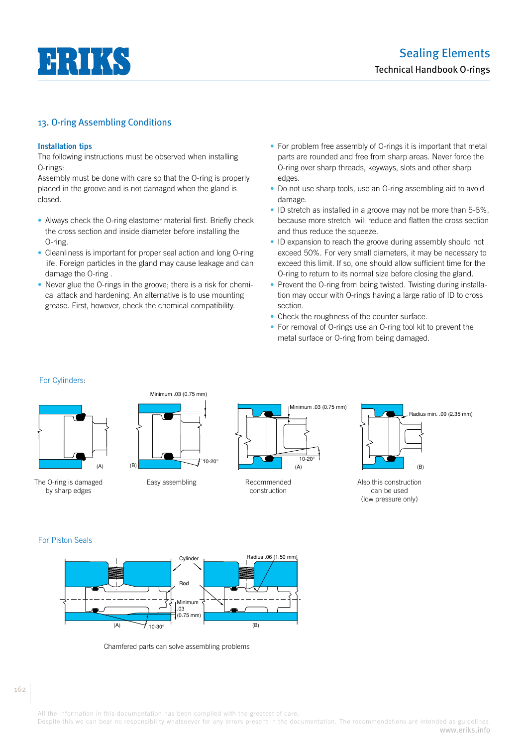## 13. O-ring Assembling Conditions

### Installation tips

The following instructions must be observed when installing O-rings:
Assembly must be done with care so that the O-ring is properly placed in the groove and is not damaged when the gland is closed.

- Always check the O-ring elastomer material first. Briefly check the cross section and inside diameter before installing the O-ring.
- Cleanliness is important for proper seal action and long O-ring life. Foreign particles in the gland may cause leakage and can damage the O-ring .
- Never glue the O-rings in the groove; there is a risk for chemical attack and hardening. An alternative is to use mounting grease. First, however, check the chemical compatibility.
- For problem free assembly of O-rings it is important that metal parts are rounded and free from sharp areas. Never force the O-ring over sharp threads, keyways, slots and other sharp edges.
- Do not use sharp tools, use an O-ring assembling aid to avoid damage.
- ID stretch as installed in a groove may not be more than 5-6%, because more stretch will reduce and flatten the cross section and thus reduce the squeeze.
- ID expansion to reach the groove during assembly should not exceed 50%. For very small diameters, it may be necessary to exceed this limit. If so, one should allow sufficient time for the O-ring to return to its normal size before closing the gland.
- Prevent the O-ring from being twisted. Twisting during installation may occur with O-rings having a large ratio of ID to cross section.
- Check the roughness of the counter surface.
- For removal of O-rings use an O-ring tool kit to prevent the metal surface or O-ring from being damaged.

For Cylinders:

(A) The O-ring is damaged by sharp edges

(B) Minimum .03 (0.75 mm), 10-20° — Easy assembling

(A) Minimum .03 (0.75 mm), 10-20° — Recommended construction

(B) Radius min. .09 (2.35 mm) — Also this construction can be used (low pressure only)

For Piston Seals

(A) Cylinder, Rod, Minimum .03 (0.75 mm), 10-30°

(B) Radius .06 (1.50 mm)

Chamfered parts can solve assembling problems

All the information in this documentation has been compiled with the greatest of care.
Despite this we can bear no responsibility whatsoever for any errors present in the documentation. The recommendations are intended as guidelines.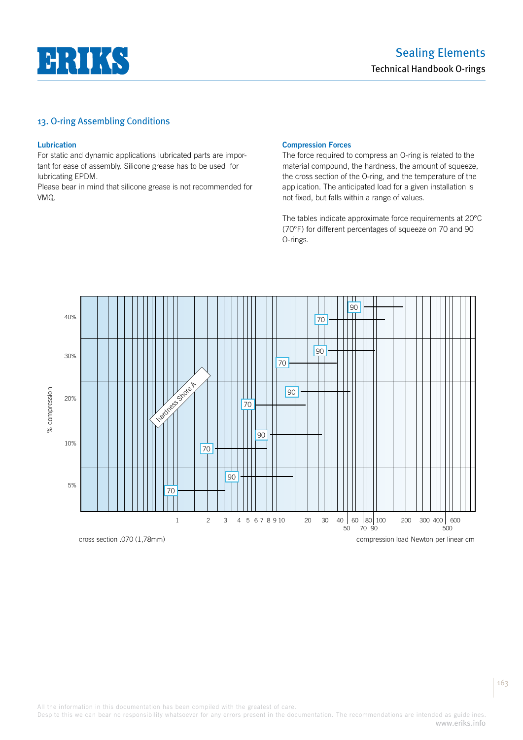## 13. O-ring Assembling Conditions

### Lubrication

For static and dynamic applications lubricated parts are important for ease of assembly. Silicone grease has to be used for lubricating EPDM.

Please bear in mind that silicone grease is not recommended for VMQ.

### Compression Forces

The force required to compress an O-ring is related to the material compound, the hardness, the amount of squeeze, the cross section of the O-ring, and the temperature of the application. The anticipated load for a given installation is not fixed, but falls within a range of values.

The tables indicate approximate force requirements at 20°C (70°F) for different percentages of squeeze on 70 and 90 O-rings.

% compression

40%

30%

20%

10%

5%

hardness Shore A

90 70 90 70 90 70 90 70 90 70

1 2 3 4 5 6 7 8 9 10 20 30 40 50 60 70 80 90 100 200 300 400 500 600

cross section .070 (1,78mm)

compression load Newton per linear cm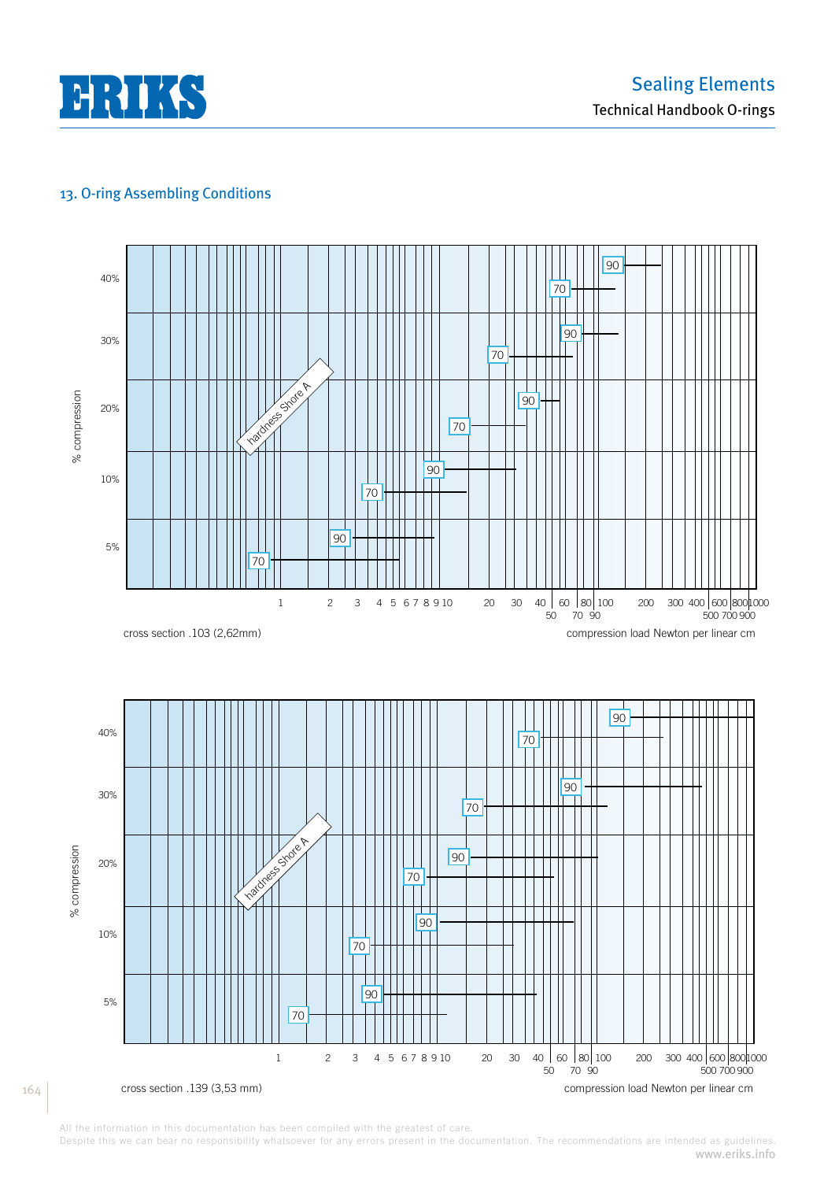## 13. O-ring Assembling Conditions

% compression

40%

30%

20%

10%

5%

hardness Shore A

1 2 3 4 5 6 7 8 9 10 20 30 40 50 60 70 80 90 100 200 300 400 500 600 700 800 900 1000

cross section .103 (2,62mm)

compression load Newton per linear cm

% compression

40%

30%

20%

10%

5%

hardness Shore A

1 2 3 4 5 6 7 8 9 10 20 30 40 50 60 70 80 90 100 200 300 400 500 600 700 800 900 1000

cross section .139 (3,53 mm)

compression load Newton per linear cm

All the information in this documentation has been compiled with the greatest of care.
Despite this we can bear no responsibility whatsoever for any errors present in the documentation. The recommendations are intended as guidelines.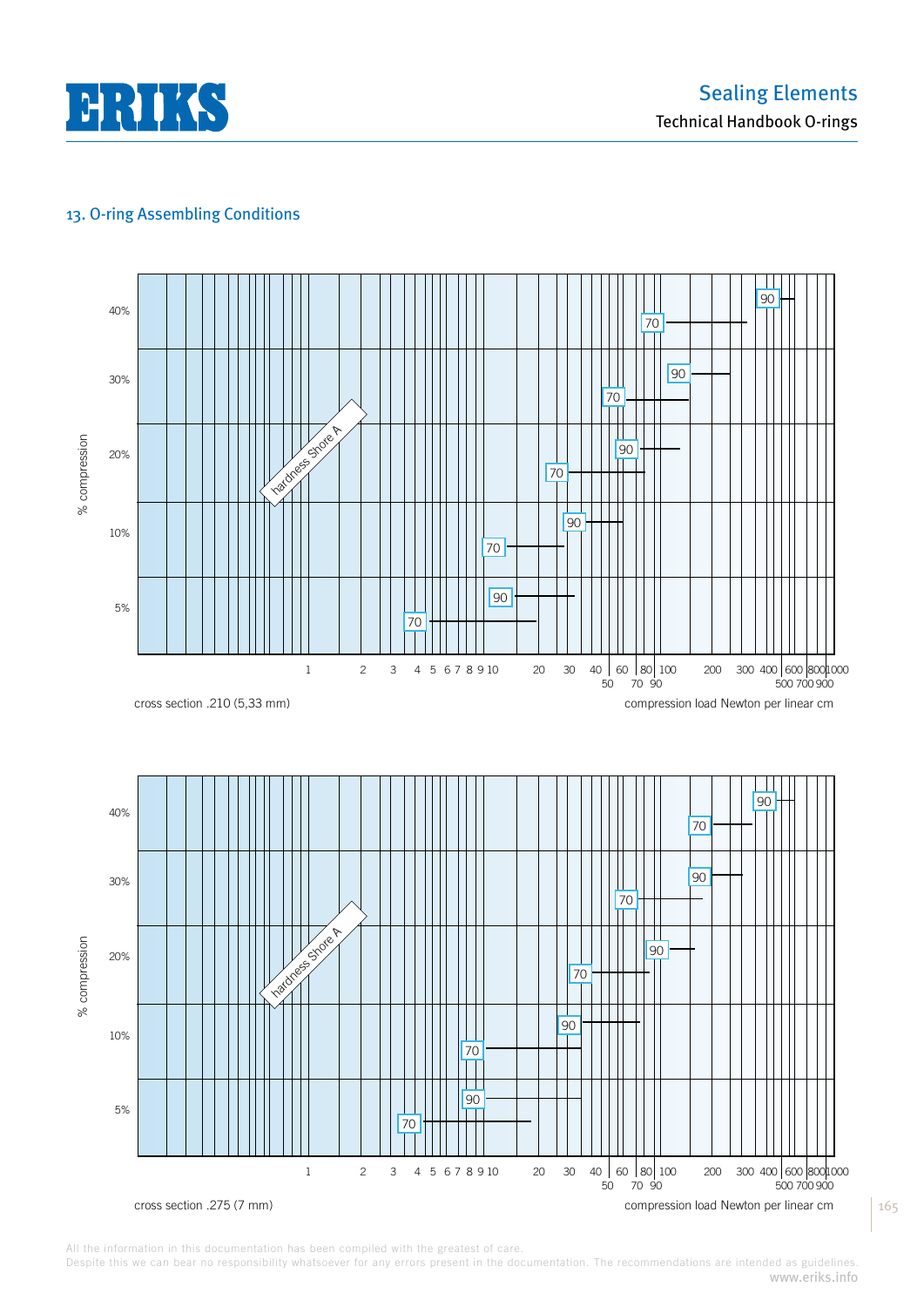## 13. O-ring Assembling Conditions

% compression

40%

30%

20%

10%

5%

hardness Shore A

1 2 3 4 5 6 7 8 9 10 20 30 40 50 60 70 80 90 100 200 300 400 500 600 700 800 900 1000

cross section .210 (5,33 mm)

compression load Newton per linear cm

% compression

40%

30%

20%

10%

5%

hardness Shore A

1 2 3 4 5 6 7 8 9 10 20 30 40 50 60 70 80 90 100 200 300 400 500 600 700 800 900 1000

cross section .275 (7 mm)

compression load Newton per linear cm

All the information in this documentation has been compiled with the greatest of care.
Despite this we can bear no responsibility whatsoever for any errors present in the documentation. The recommendations are intended as guidelines.
www.eriks.info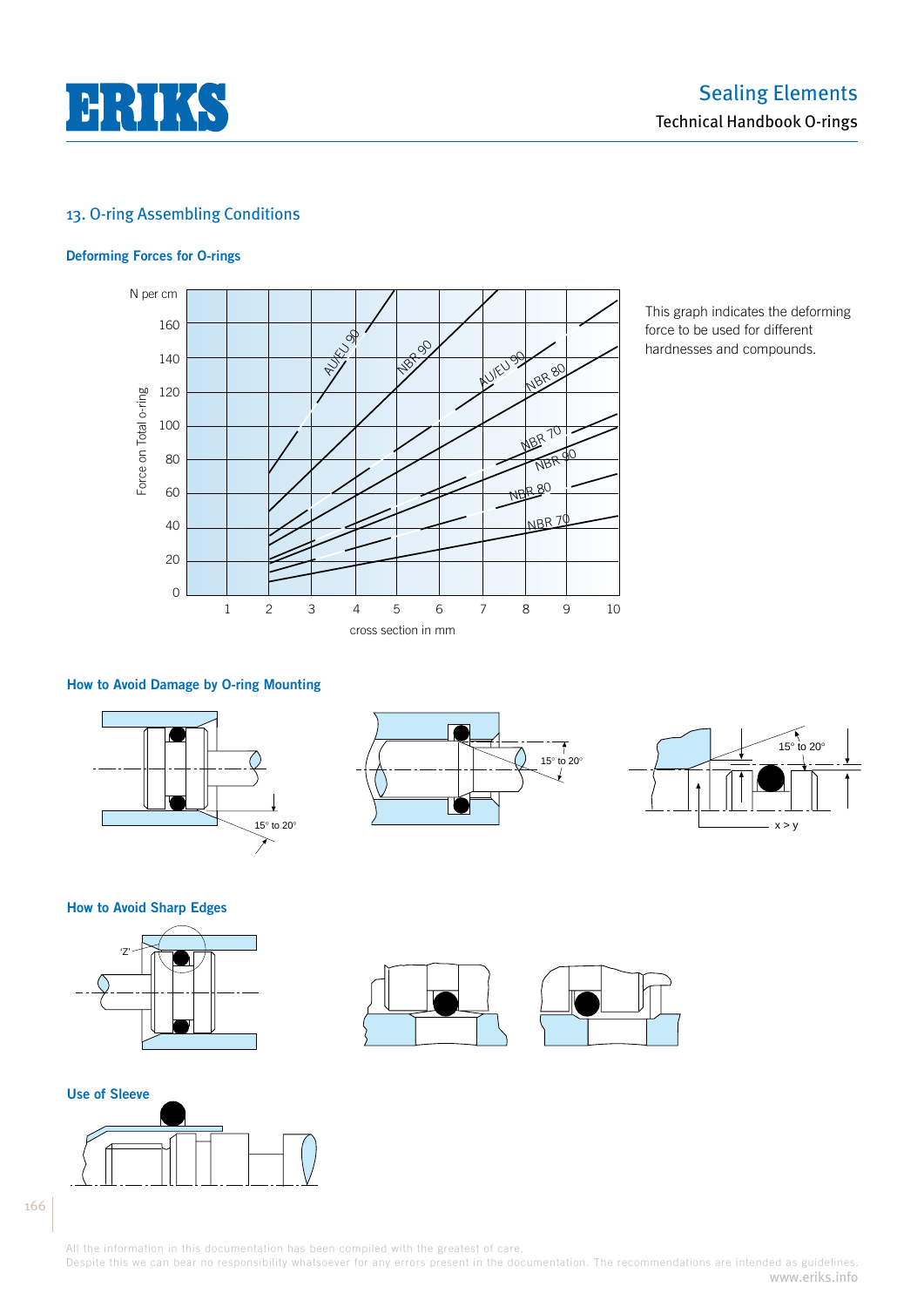## 13. O-ring Assembling Conditions

### Deforming Forces for O-rings

This graph indicates the deforming force to be used for different hardnesses and compounds.

### How to Avoid Damage by O-ring Mounting

### How to Avoid Sharp Edges

### Use of Sleeve

All the information in this documentation has been compiled with the greatest of care.
Despite this we can bear no responsibility whatsoever for any errors present in the documentation. The recommendations are intended as guidelines.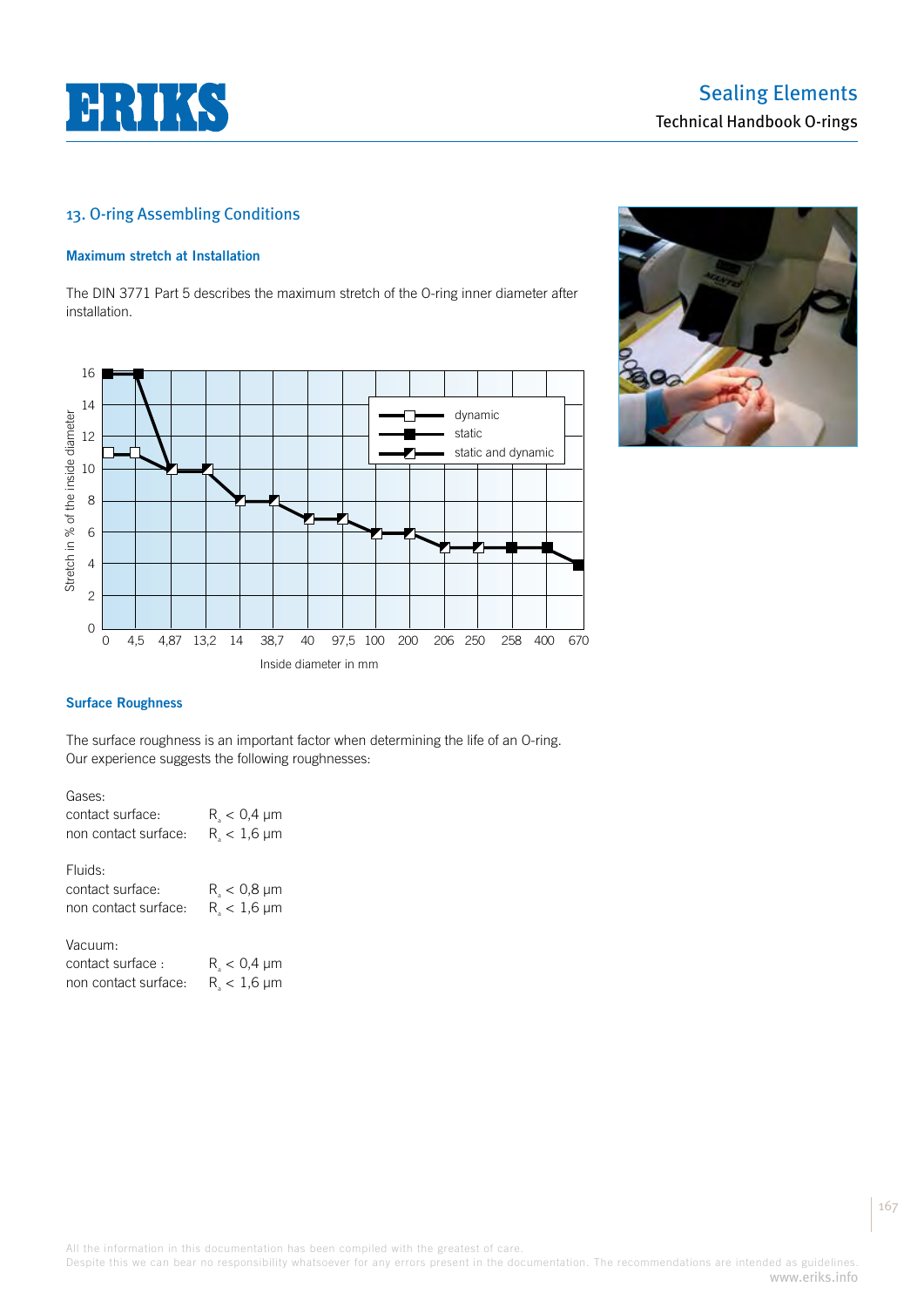## 13. O-ring Assembling Conditions

### Maximum stretch at Installation

The DIN 3771 Part 5 describes the maximum stretch of the O-ring inner diameter after installation.

### Surface Roughness

The surface roughness is an important factor when determining the life of an O-ring. Our experience suggests the following roughnesses:

Gases:
contact surface: $R_a < 0{,}4$ µm
non contact surface: $R_a < 1{,}6$ µm

Fluids:
contact surface: $R_a < 0{,}8$ µm
non contact surface: $R_a < 1{,}6$ µm

Vacuum:
contact surface : $R_a < 0{,}4$ µm
non contact surface: $R_a < 1{,}6$ µm

All the information in this documentation has been compiled with the greatest of care.
Despite this we can bear no responsibility whatsoever for any errors present in the documentation. The recommendations are intended as guidelines.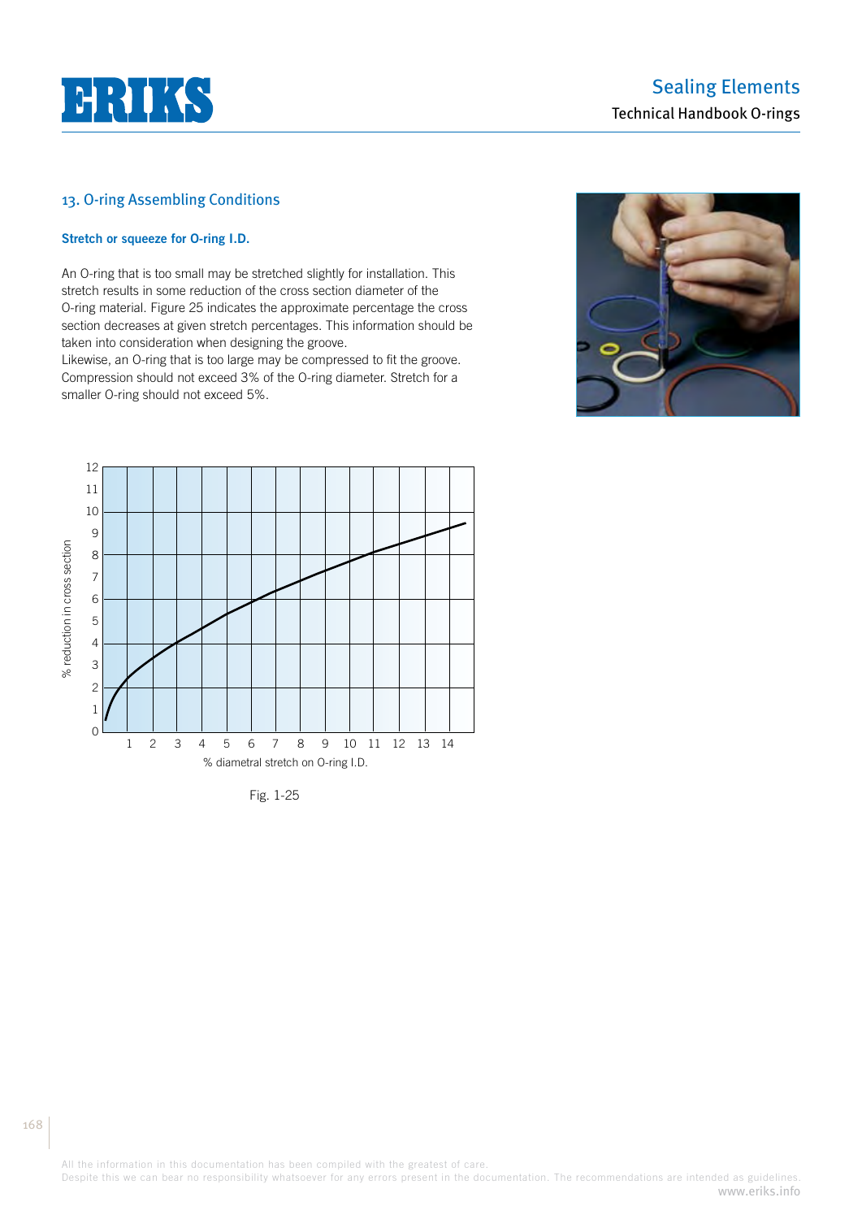## 13. O-ring Assembling Conditions

### Stretch or squeeze for O-ring I.D.

An O-ring that is too small may be stretched slightly for installation. This stretch results in some reduction of the cross section diameter of the O-ring material. Figure 25 indicates the approximate percentage the cross section decreases at given stretch percentages. This information should be taken into consideration when designing the groove.
Likewise, an O-ring that is too large may be compressed to fit the groove. Compression should not exceed 3% of the O-ring diameter. Stretch for a smaller O-ring should not exceed 5%.

% reduction in cross section

12
11
10
9
8
7
6
5
4
3
2
1
0

1 2 3 4 5 6 7 8 9 10 11 12 13 14

% diametral stretch on O-ring I.D.

Fig. 1-25